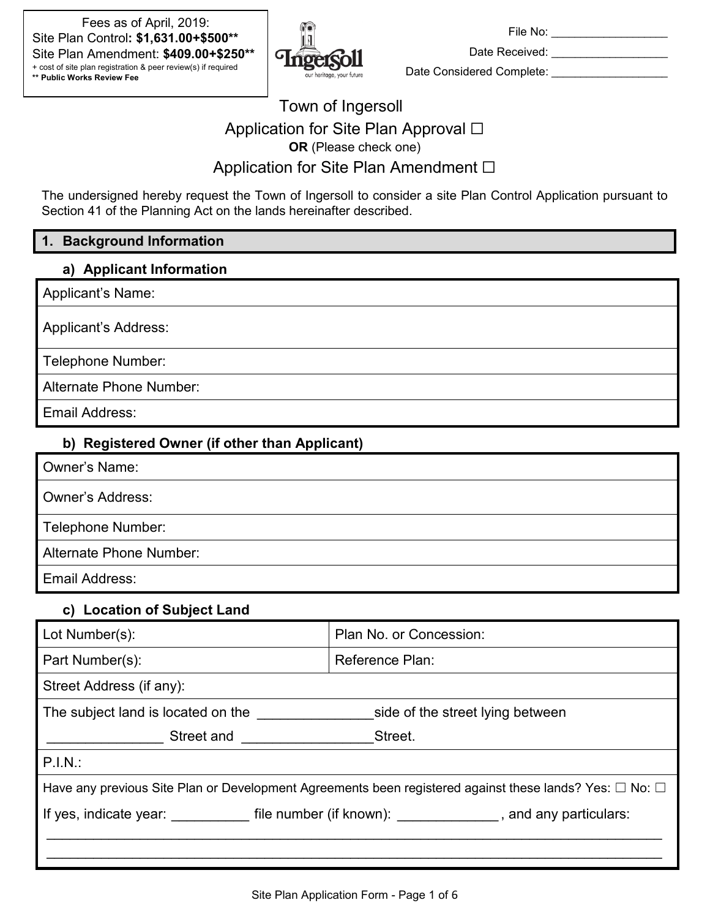Fees as of April, 2019:
Site Plan Control**: $1,631.00+$500****
Site Plan Amendment: **$409.00+$250****
+ cost of site plan registration & peer review(s) if required
**** Public Works Review Fee**

File No: __________________

Date Received: __________________

Date Considered Complete: __________________

# Town of Ingersoll

## Application for Site Plan Approval ☐

**OR** (Please check one)

## Application for Site Plan Amendment ☐

The undersigned hereby request the Town of Ingersoll to consider a site Plan Control Application pursuant to Section 41 of the Planning Act on the lands hereinafter described.

## 1. Background Information

### a) Applicant Information

| Applicant's Name: |
|---|
| Applicant's Address: |
| Telephone Number: |
| Alternate Phone Number: |
| Email Address: |

### b) Registered Owner (if other than Applicant)

| Owner's Name: |
|---|
| Owner's Address: |
| Telephone Number: |
| Alternate Phone Number: |
| Email Address: |

### c) Location of Subject Land

| Lot Number(s): | Plan No. or Concession: |
|---|---|
| Part Number(s): | Reference Plan: |
| Street Address (if any): | |
| The subject land is located on the _______________side of the street lying between _______________ Street and _________________Street. | |
| P.I.N.: | |
| Have any previous Site Plan or Development Agreements been registered against these lands? Yes: ☐ No: ☐ | |
| If yes, indicate year: __________ file number (if known): _____________ , and any particulars: ________________________________________________________________________________ ________________________________________________________________________________ | |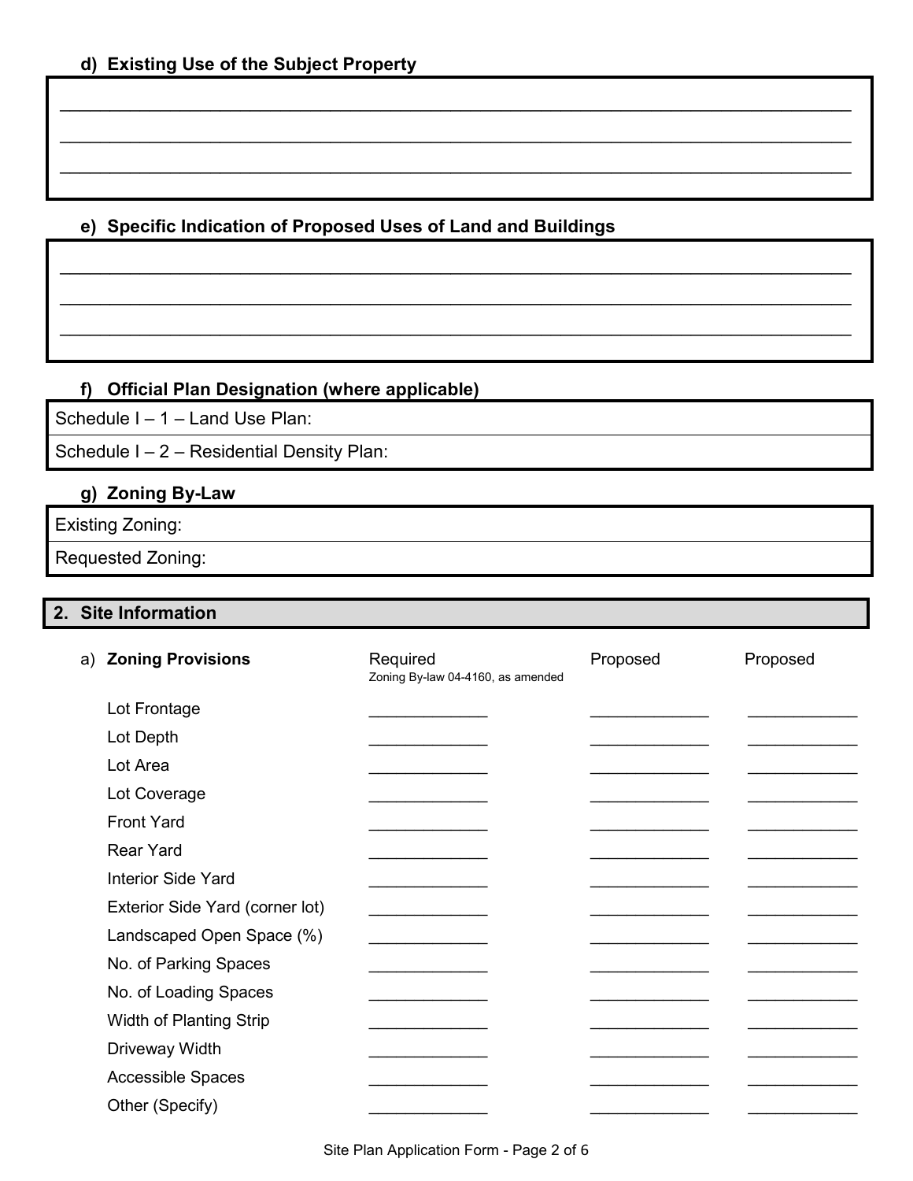#### d) Existing Use of the Subject Property

_______________________________________________________________________________

_______________________________________________________________________________

_______________________________________________________________________________

#### e) Specific Indication of Proposed Uses of Land and Buildings

_______________________________________________________________________________

_______________________________________________________________________________

_______________________________________________________________________________

#### f) Official Plan Designation (where applicable)

| Schedule I – 1 – Land Use Plan: |
|---|
| Schedule I – 2 – Residential Density Plan: |

#### g) Zoning By-Law

| Existing Zoning: |
|---|
| Requested Zoning: |

## 2. Site Information

a) **Zoning Provisions**

| | Required<br>Zoning By-law 04-4160, as amended | Proposed | Proposed |
|---|---|---|---|
| Lot Frontage | ____________ | ____________ | ____________ |
| Lot Depth | ____________ | ____________ | ____________ |
| Lot Area | ____________ | ____________ | ____________ |
| Lot Coverage | ____________ | ____________ | ____________ |
| Front Yard | ____________ | ____________ | ____________ |
| Rear Yard | ____________ | ____________ | ____________ |
| Interior Side Yard | ____________ | ____________ | ____________ |
| Exterior Side Yard (corner lot) | ____________ | ____________ | ____________ |
| Landscaped Open Space (%) | ____________ | ____________ | ____________ |
| No. of Parking Spaces | ____________ | ____________ | ____________ |
| No. of Loading Spaces | ____________ | ____________ | ____________ |
| Width of Planting Strip | ____________ | ____________ | ____________ |
| Driveway Width | ____________ | ____________ | ____________ |
| Accessible Spaces | ____________ | ____________ | ____________ |
| Other (Specify) | ____________ | ____________ | ____________ |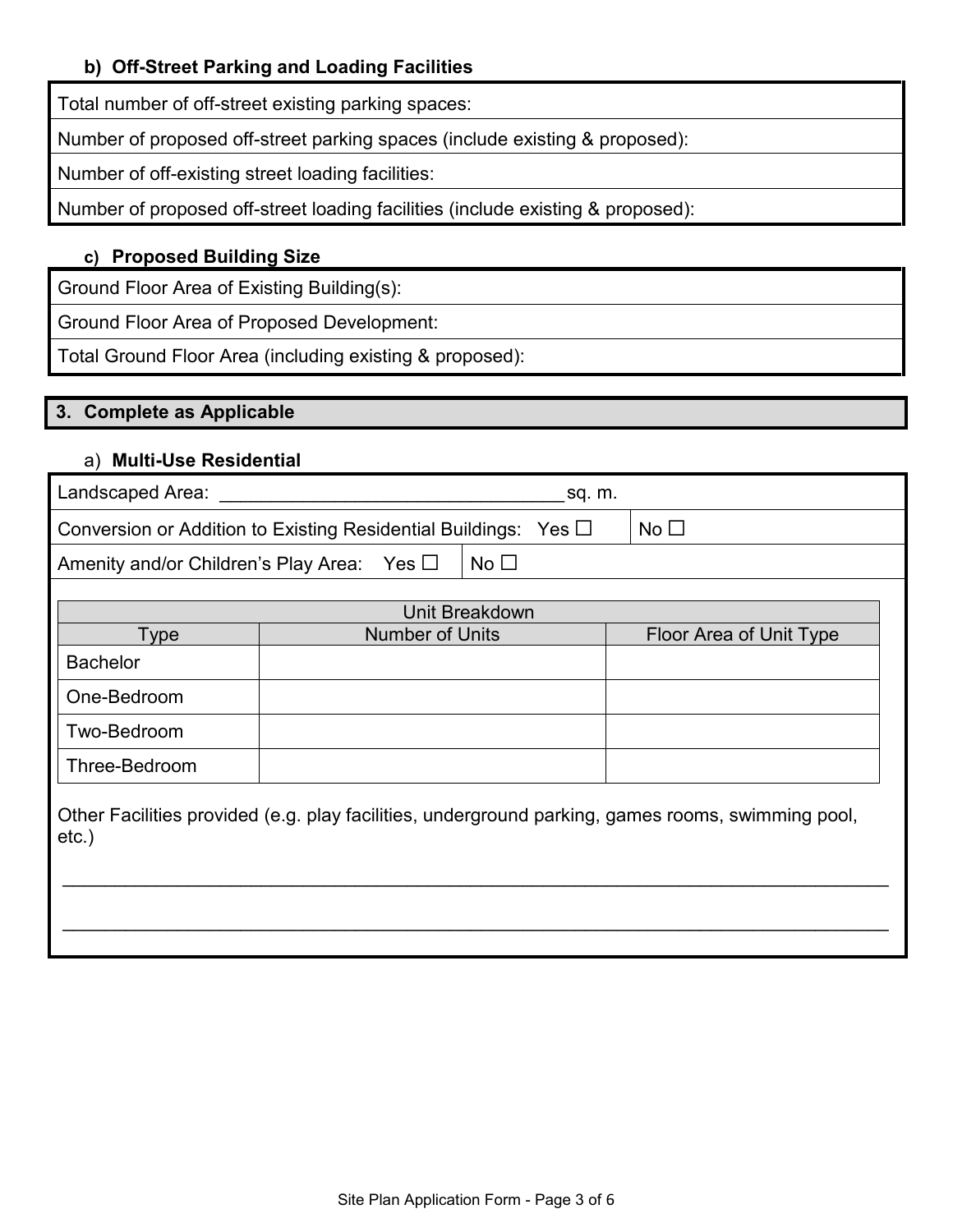### b) Off-Street Parking and Loading Facilities

| Total number of off-street existing parking spaces: |
|---|
| Number of proposed off-street parking spaces (include existing & proposed): |
| Number of off-existing street loading facilities: |
| Number of proposed off-street loading facilities (include existing & proposed): |

### c) Proposed Building Size

| Ground Floor Area of Existing Building(s): |
|---|
| Ground Floor Area of Proposed Development: |
| Total Ground Floor Area (including existing & proposed): |

## 3. Complete as Applicable

### a) Multi-Use Residential

Landscaped Area: ______________________________ sq. m.

Conversion or Addition to Existing Residential Buildings: Yes ☐ | No ☐

Amenity and/or Children's Play Area: Yes ☐ | No ☐

| Unit Breakdown | | |
|---|---|---|
| Type | Number of Units | Floor Area of Unit Type |
| Bachelor | | |
| One-Bedroom | | |
| Two-Bedroom | | |
| Three-Bedroom | | |

Other Facilities provided (e.g. play facilities, underground parking, games rooms, swimming pool, etc.)

______________________________________________________________________________

______________________________________________________________________________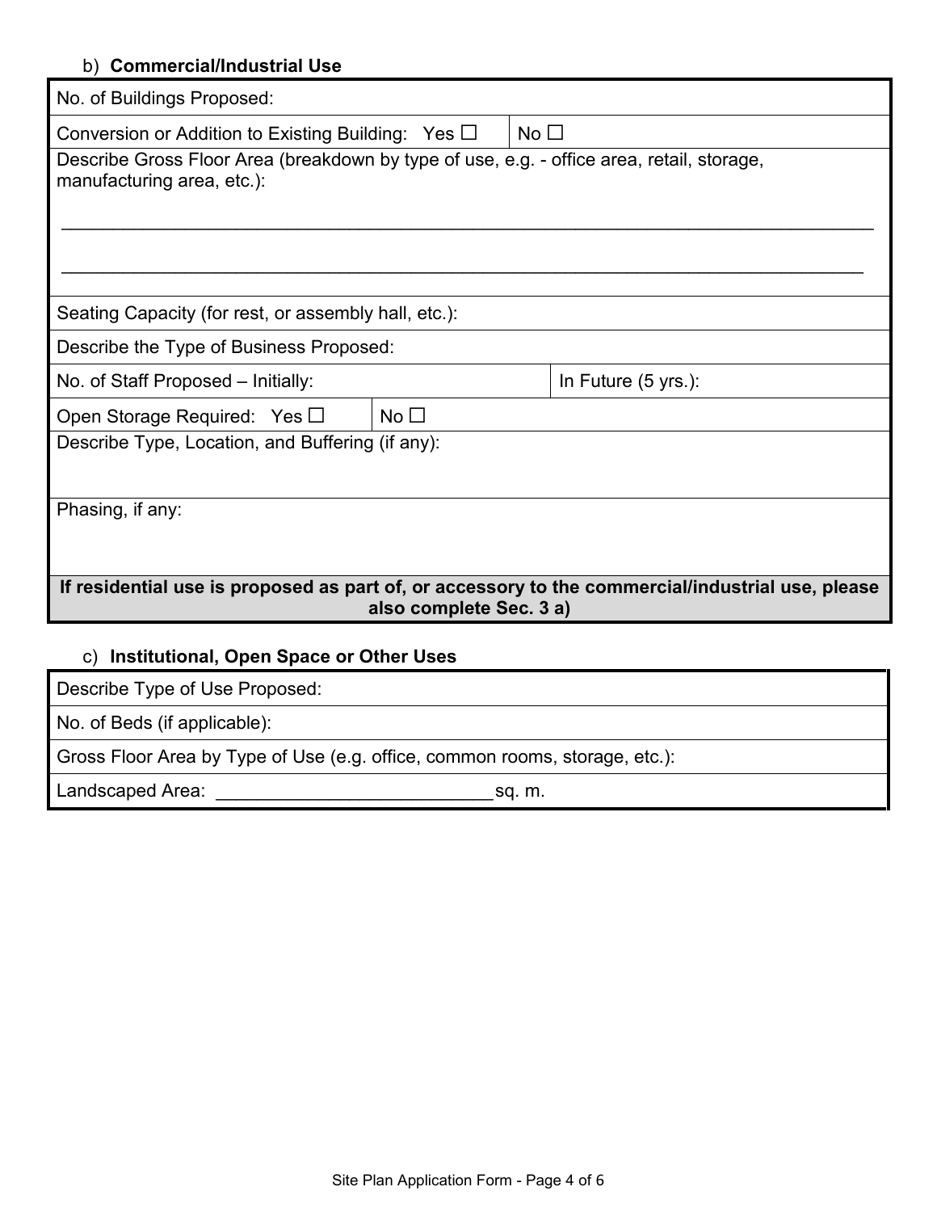b) **Commercial/Industrial Use**

| No. of Buildings Proposed: | | |
|---|---|---|
| Conversion or Addition to Existing Building: Yes ☐ | No ☐ | |
| Describe Gross Floor Area (breakdown by type of use, e.g. - office area, retail, storage, manufacturing area, etc.): ________________________________ ________________________________ | | |
| Seating Capacity (for rest, or assembly hall, etc.): | | |
| Describe the Type of Business Proposed: | | |
| No. of Staff Proposed – Initially: | | In Future (5 yrs.): |
| Open Storage Required: Yes ☐ | No ☐ | |
| Describe Type, Location, and Buffering (if any): | | |
| Phasing, if any: | | |
| **If residential use is proposed as part of, or accessory to the commercial/industrial use, please also complete Sec. 3 a)** | | |

c) **Institutional, Open Space or Other Uses**

| Describe Type of Use Proposed: |
|---|
| No. of Beds (if applicable): |
| Gross Floor Area by Type of Use (e.g. office, common rooms, storage, etc.): |
| Landscaped Area: ___________________________ sq. m. |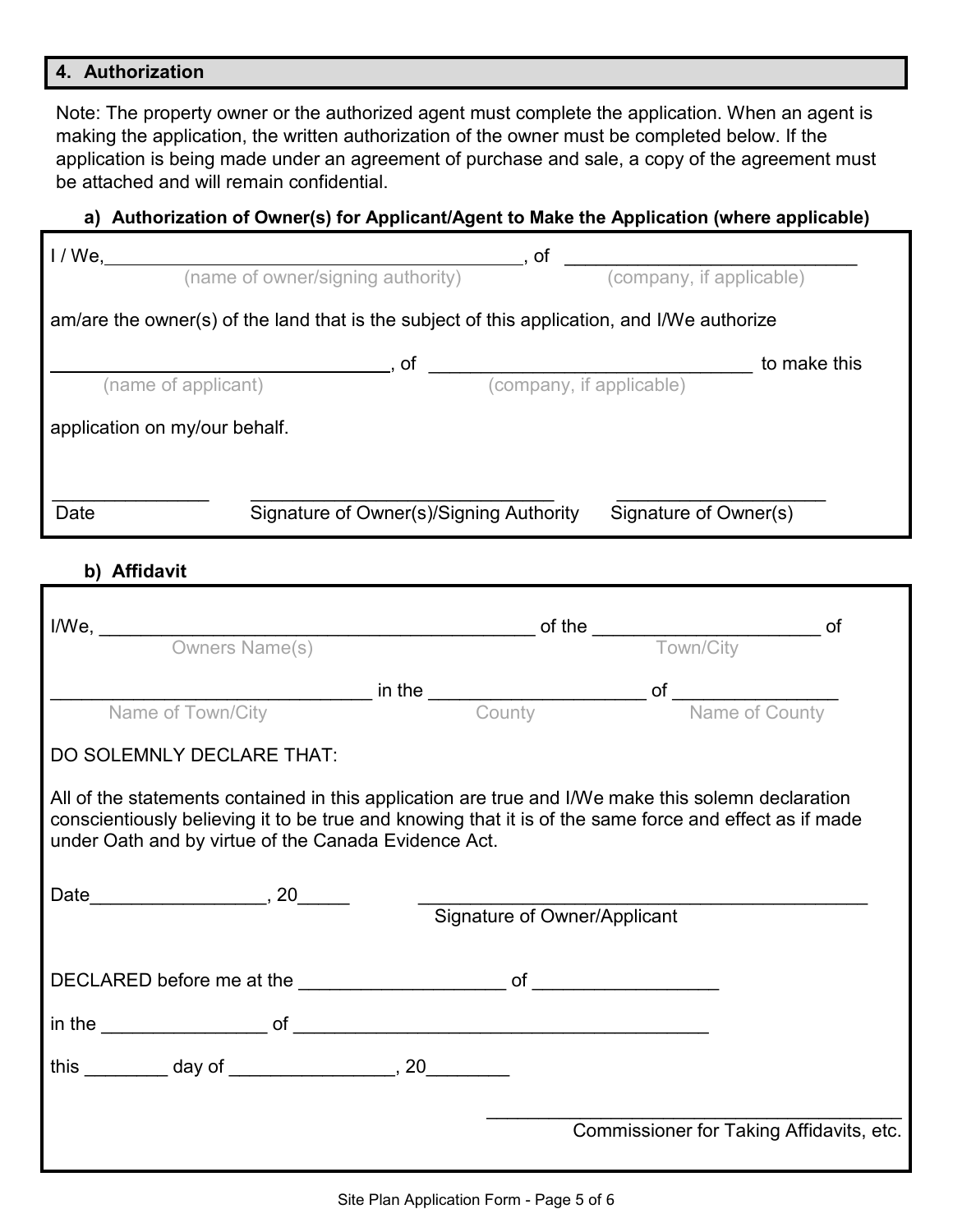## 4. Authorization

Note: The property owner or the authorized agent must complete the application. When an agent is making the application, the written authorization of the owner must be completed below. If the application is being made under an agreement of purchase and sale, a copy of the agreement must be attached and will remain confidential.

### a) Authorization of Owner(s) for Applicant/Agent to Make the Application (where applicable)

I / We, ________________________________________ (name of owner/signing authority), of ____________________________ (company, if applicable)

am/are the owner(s) of the land that is the subject of this application, and I/We authorize

________________________________ (name of applicant), of ______________________________ (company, if applicable) to make this application on my/our behalf.

_______________ Date

______________________________ Signature of Owner(s)/Signing Authority

____________________ Signature of Owner(s)

### b) Affidavit

I/We, ________________________________________ (Owners Name(s)) of the ______________________ (Town/City) of

______________________________ (Name of Town/City) in the ____________________ (County) of _______________ (Name of County)

DO SOLEMNLY DECLARE THAT:

All of the statements contained in this application are true and I/We make this solemn declaration conscientiously believing it to be true and knowing that it is of the same force and effect as if made under Oath and by virtue of the Canada Evidence Act.

Date_________________, 20_____

__________________________________________ Signature of Owner/Applicant

DECLARED before me at the ____________________ of __________________

in the ________________ of ________________________________________

this ________ day of ________________, 20________

________________________________________ Commissioner for Taking Affidavits, etc.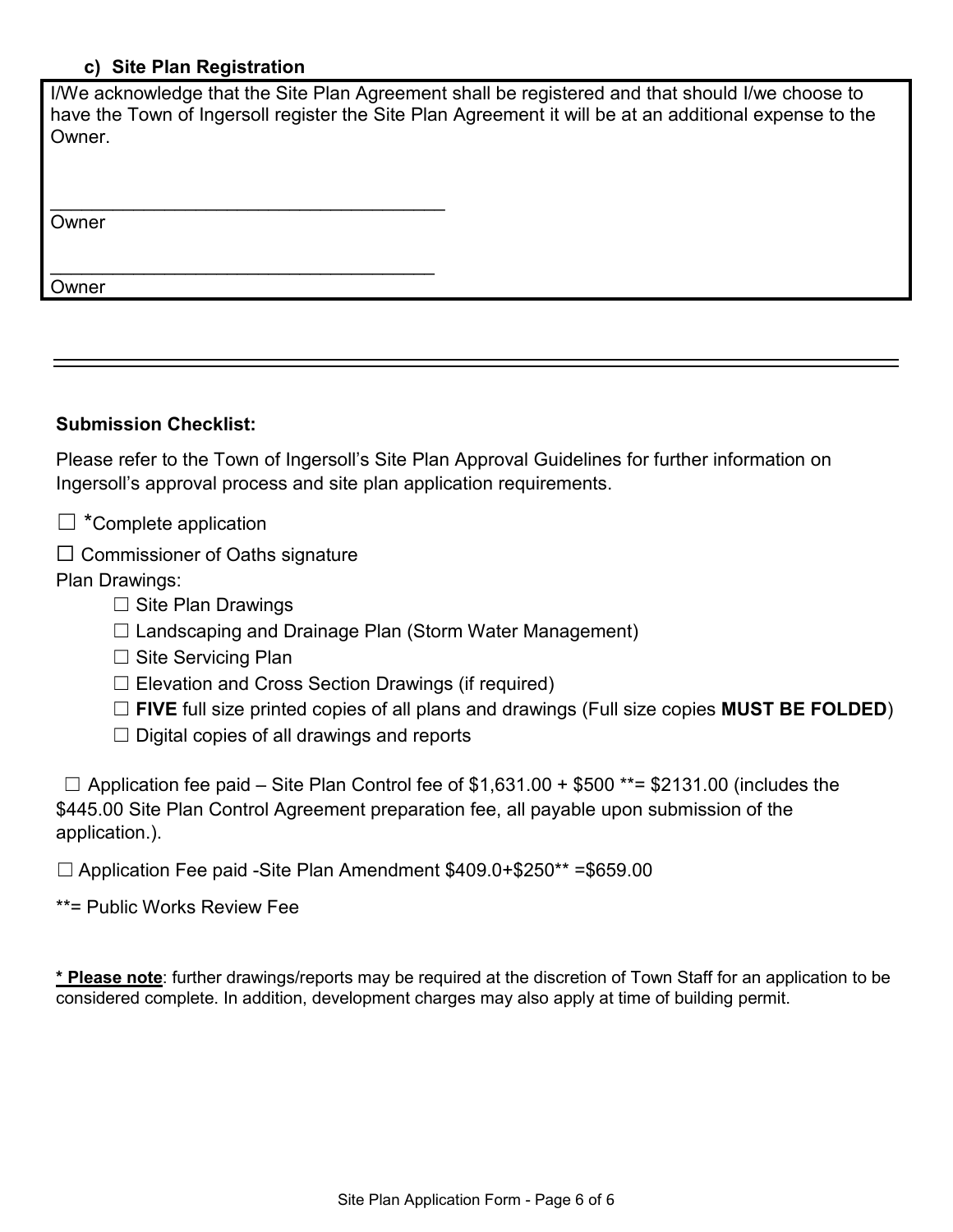### c) Site Plan Registration

I/We acknowledge that the Site Plan Agreement shall be registered and that should I/we choose to have the Town of Ingersoll register the Site Plan Agreement it will be at an additional expense to the Owner.

\_\_\_\_\_\_\_\_\_\_\_\_\_\_\_\_\_\_\_\_\_\_\_\_\_\_\_\_\_\_\_\_\_\_\_\_\_\_

Owner

\_\_\_\_\_\_\_\_\_\_\_\_\_\_\_\_\_\_\_\_\_\_\_\_\_\_\_\_\_\_\_\_\_\_\_\_\_\_

Owner

---

**Submission Checklist:**

Please refer to the Town of Ingersoll's Site Plan Approval Guidelines for further information on Ingersoll's approval process and site plan application requirements.

☐ *Complete application

☐ Commissioner of Oaths signature

Plan Drawings:

- ☐ Site Plan Drawings
- ☐ Landscaping and Drainage Plan (Storm Water Management)
- ☐ Site Servicing Plan
- ☐ Elevation and Cross Section Drawings (if required)
- ☐ **FIVE** full size printed copies of all plans and drawings (Full size copies **MUST BE FOLDED**)
- ☐ Digital copies of all drawings and reports

☐ Application fee paid – Site Plan Control fee of $1,631.00 + $500 **= $2131.00 (includes the $445.00 Site Plan Control Agreement preparation fee, all payable upon submission of the application.).

☐ Application Fee paid -Site Plan Amendment $409.0+$250** =$659.00

**= Public Works Review Fee

**<u>* Please note</u>**: further drawings/reports may be required at the discretion of Town Staff for an application to be considered complete. In addition, development charges may also apply at time of building permit.